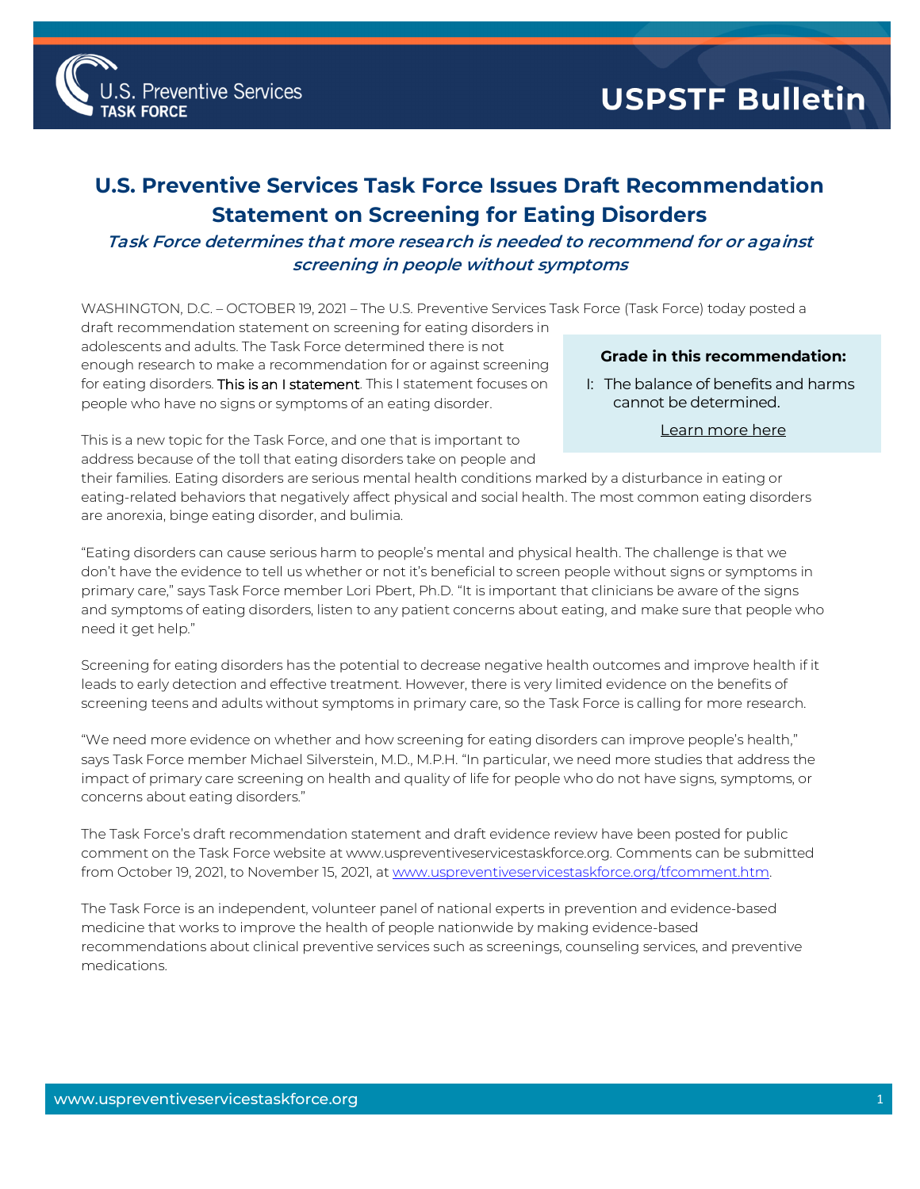# U.S. Preventive Services Task Force Issues Draft Recommendation Statement on Screening for Eating Disorders

## *Task Force determines that more research is needed to recommend for or against screening in people without symptoms*

WASHINGTON, D.C. – OCTOBER 19, 2021 – The U.S. Preventive Services Task Force (Task Force) today posted a draft recommendation statement on screening for eating disorders in adolescents and adults. The Task Force determined there is not enough research to make a recommendation for or against screening for eating disorders. This is an I statement. This I statement focuses on people who have no signs or symptoms of an eating disorder.

**Grade in this recommendation:**

I: The balance of benefits and harms cannot be determined.

Learn more here

This is a new topic for the Task Force, and one that is important to address because of the toll that eating disorders take on people and their families. Eating disorders are serious mental health conditions marked by a disturbance in eating or eating-related behaviors that negatively affect physical and social health. The most common eating disorders are anorexia, binge eating disorder, and bulimia.

"Eating disorders can cause serious harm to people's mental and physical health. The challenge is that we don't have the evidence to tell us whether or not it's beneficial to screen people without signs or symptoms in primary care," says Task Force member Lori Pbert, Ph.D. "It is important that clinicians be aware of the signs and symptoms of eating disorders, listen to any patient concerns about eating, and make sure that people who need it get help."

Screening for eating disorders has the potential to decrease negative health outcomes and improve health if it leads to early detection and effective treatment. However, there is very limited evidence on the benefits of screening teens and adults without symptoms in primary care, so the Task Force is calling for more research.

"We need more evidence on whether and how screening for eating disorders can improve people's health," says Task Force member Michael Silverstein, M.D., M.P.H. "In particular, we need more studies that address the impact of primary care screening on health and quality of life for people who do not have signs, symptoms, or concerns about eating disorders."

The Task Force's draft recommendation statement and draft evidence review have been posted for public comment on the Task Force website at www.uspreventiveservicestaskforce.org. Comments can be submitted from October 19, 2021, to November 15, 2021, at www.uspreventiveservicestaskforce.org/tfcomment.htm.

The Task Force is an independent, volunteer panel of national experts in prevention and evidence-based medicine that works to improve the health of people nationwide by making evidence-based recommendations about clinical preventive services such as screenings, counseling services, and preventive medications.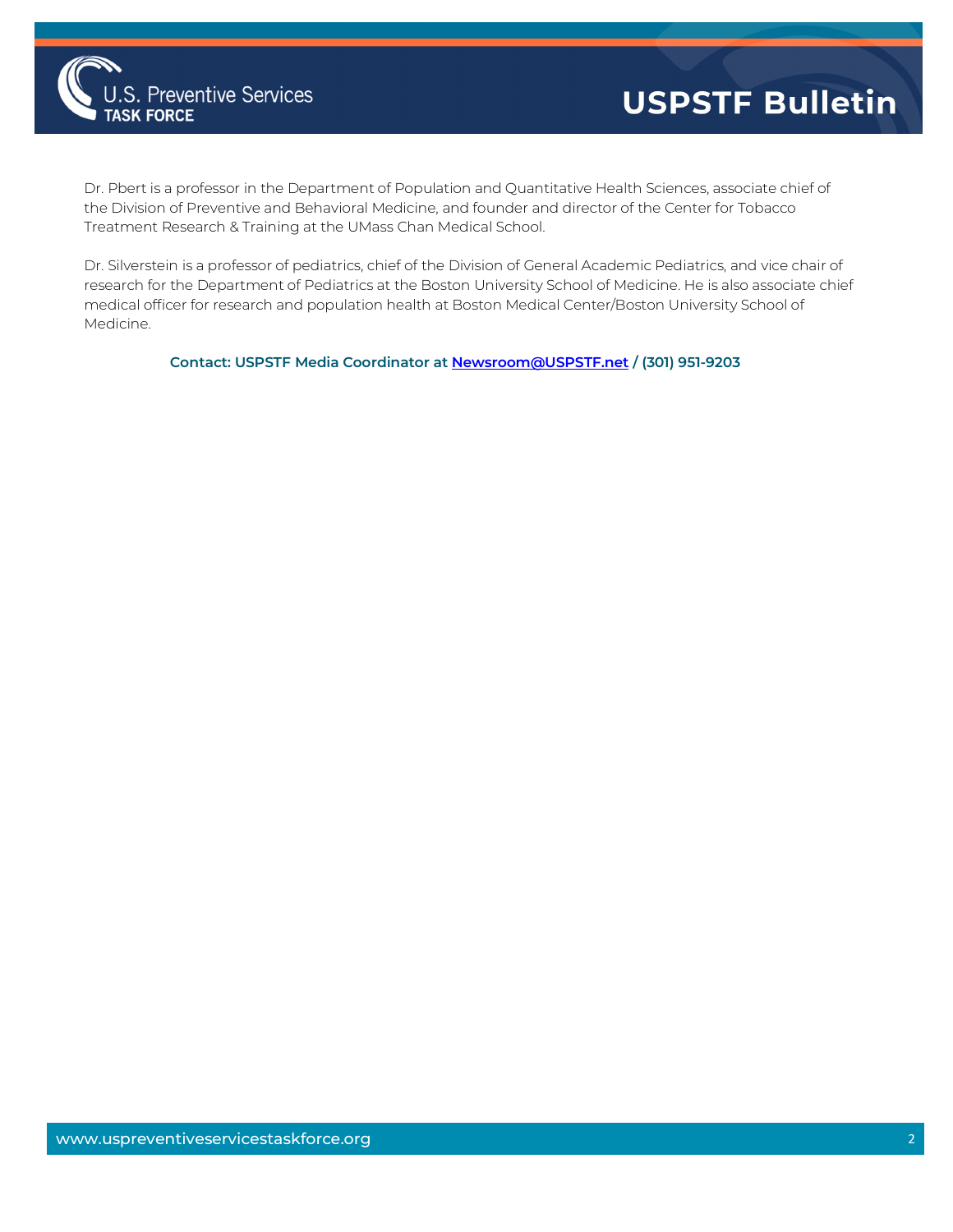Dr. Pbert is a professor in the Department of Population and Quantitative Health Sciences, associate chief of the Division of Preventive and Behavioral Medicine, and founder and director of the Center for Tobacco Treatment Research & Training at the UMass Chan Medical School.

Dr. Silverstein is a professor of pediatrics, chief of the Division of General Academic Pediatrics, and vice chair of research for the Department of Pediatrics at the Boston University School of Medicine. He is also associate chief medical officer for research and population health at Boston Medical Center/Boston University School of Medicine.

**Contact: USPSTF Media Coordinator at Newsroom@USPSTF.net / (301) 951-9203**